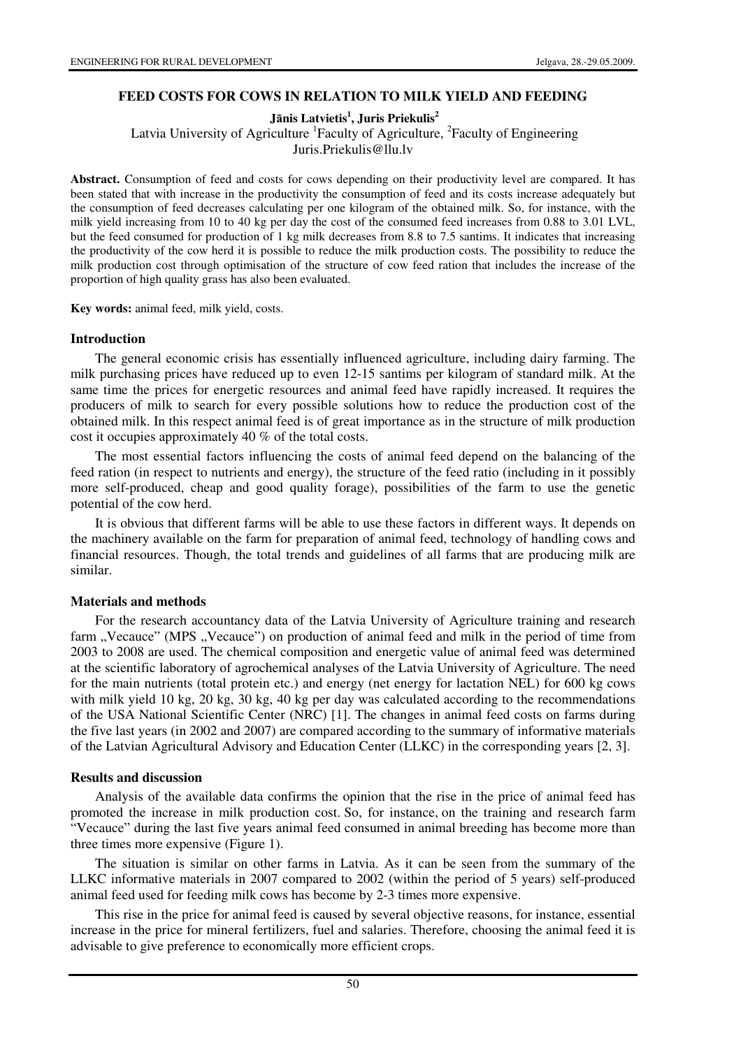# FEED COSTS FOR COWS IN RELATION TO MILK YIELD AND FEEDING

**Jānis Latvietis[1], Juris Priekulis[2]**

Latvia University of Agriculture [1]Faculty of Agriculture, [2]Faculty of Engineering

Juris.Priekulis@llu.lv

**Abstract.** Consumption of feed and costs for cows depending on their productivity level are compared. It has been stated that with increase in the productivity the consumption of feed and its costs increase adequately but the consumption of feed decreases calculating per one kilogram of the obtained milk. So, for instance, with the milk yield increasing from 10 to 40 kg per day the cost of the consumed feed increases from 0.88 to 3.01 LVL, but the feed consumed for production of 1 kg milk decreases from 8.8 to 7.5 santims. It indicates that increasing the productivity of the cow herd it is possible to reduce the milk production costs. The possibility to reduce the milk production cost through optimisation of the structure of cow feed ration that includes the increase of the proportion of high quality grass has also been evaluated.

**Key words:** animal feed, milk yield, costs.

## Introduction

The general economic crisis has essentially influenced agriculture, including dairy farming. The milk purchasing prices have reduced up to even 12-15 santims per kilogram of standard milk. At the same time the prices for energetic resources and animal feed have rapidly increased. It requires the producers of milk to search for every possible solutions how to reduce the production cost of the obtained milk. In this respect animal feed is of great importance as in the structure of milk production cost it occupies approximately 40 % of the total costs.

The most essential factors influencing the costs of animal feed depend on the balancing of the feed ration (in respect to nutrients and energy), the structure of the feed ratio (including in it possibly more self-produced, cheap and good quality forage), possibilities of the farm to use the genetic potential of the cow herd.

It is obvious that different farms will be able to use these factors in different ways. It depends on the machinery available on the farm for preparation of animal feed, technology of handling cows and financial resources. Though, the total trends and guidelines of all farms that are producing milk are similar.

## Materials and methods

For the research accountancy data of the Latvia University of Agriculture training and research farm „Vecauce" (MPS „Vecauce") on production of animal feed and milk in the period of time from 2003 to 2008 are used. The chemical composition and energetic value of animal feed was determined at the scientific laboratory of agrochemical analyses of the Latvia University of Agriculture. The need for the main nutrients (total protein etc.) and energy (net energy for lactation NEL) for 600 kg cows with milk yield 10 kg, 20 kg, 30 kg, 40 kg per day was calculated according to the recommendations of the USA National Scientific Center (NRC) [1]. The changes in animal feed costs on farms during the five last years (in 2002 and 2007) are compared according to the summary of informative materials of the Latvian Agricultural Advisory and Education Center (LLKC) in the corresponding years [2, 3].

## Results and discussion

Analysis of the available data confirms the opinion that the rise in the price of animal feed has promoted the increase in milk production cost. So, for instance, on the training and research farm "Vecauce" during the last five years animal feed consumed in animal breeding has become more than three times more expensive (Figure 1).

The situation is similar on other farms in Latvia. As it can be seen from the summary of the LLKC informative materials in 2007 compared to 2002 (within the period of 5 years) self-produced animal feed used for feeding milk cows has become by 2-3 times more expensive.

This rise in the price for animal feed is caused by several objective reasons, for instance, essential increase in the price for mineral fertilizers, fuel and salaries. Therefore, choosing the animal feed it is advisable to give preference to economically more efficient crops.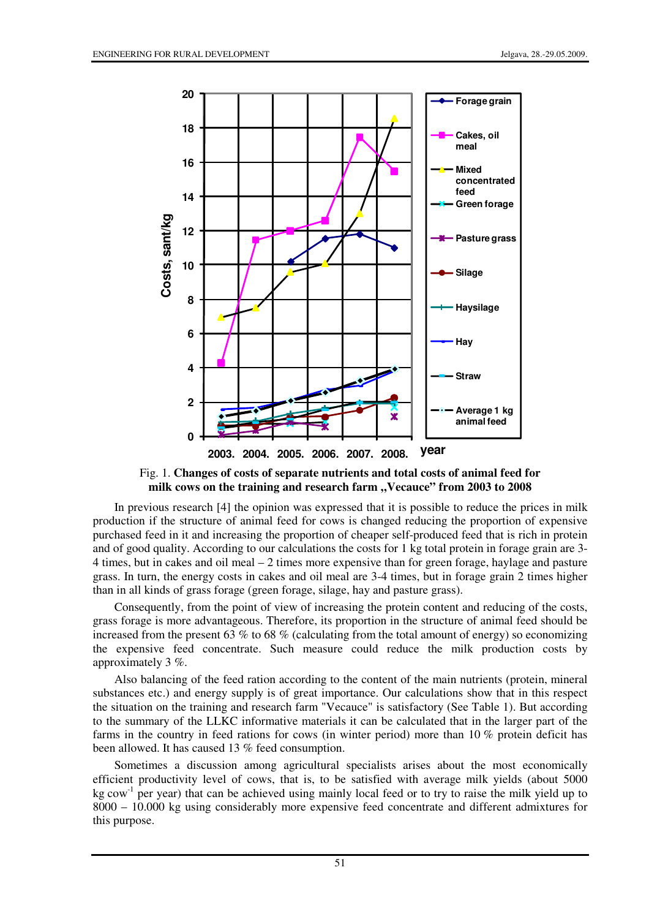Fig. 1. **Changes of costs of separate nutrients and total costs of animal feed for milk cows on the training and research farm „Vecauce" from 2003 to 2008**

In previous research [4] the opinion was expressed that it is possible to reduce the prices in milk production if the structure of animal feed for cows is changed reducing the proportion of expensive purchased feed in it and increasing the proportion of cheaper self-produced feed that is rich in protein and of good quality. According to our calculations the costs for 1 kg total protein in forage grain are 3-4 times, but in cakes and oil meal – 2 times more expensive than for green forage, haylage and pasture grass. In turn, the energy costs in cakes and oil meal are 3-4 times, but in forage grain 2 times higher than in all kinds of grass forage (green forage, silage, hay and pasture grass).

Consequently, from the point of view of increasing the protein content and reducing of the costs, grass forage is more advantageous. Therefore, its proportion in the structure of animal feed should be increased from the present 63 % to 68 % (calculating from the total amount of energy) so economizing the expensive feed concentrate. Such measure could reduce the milk production costs by approximately 3 %.

Also balancing of the feed ration according to the content of the main nutrients (protein, mineral substances etc.) and energy supply is of great importance. Our calculations show that in this respect the situation on the training and research farm "Vecauce" is satisfactory (See Table 1). But according to the summary of the LLKC informative materials it can be calculated that in the larger part of the farms in the country in feed rations for cows (in winter period) more than 10 % protein deficit has been allowed. It has caused 13 % feed consumption.

Sometimes a discussion among agricultural specialists arises about the most economically efficient productivity level of cows, that is, to be satisfied with average milk yields (about 5000 kg cow$^{-1}$ per year) that can be achieved using mainly local feed or to try to raise the milk yield up to 8000 – 10.000 kg using considerably more expensive feed concentrate and different admixtures for this purpose.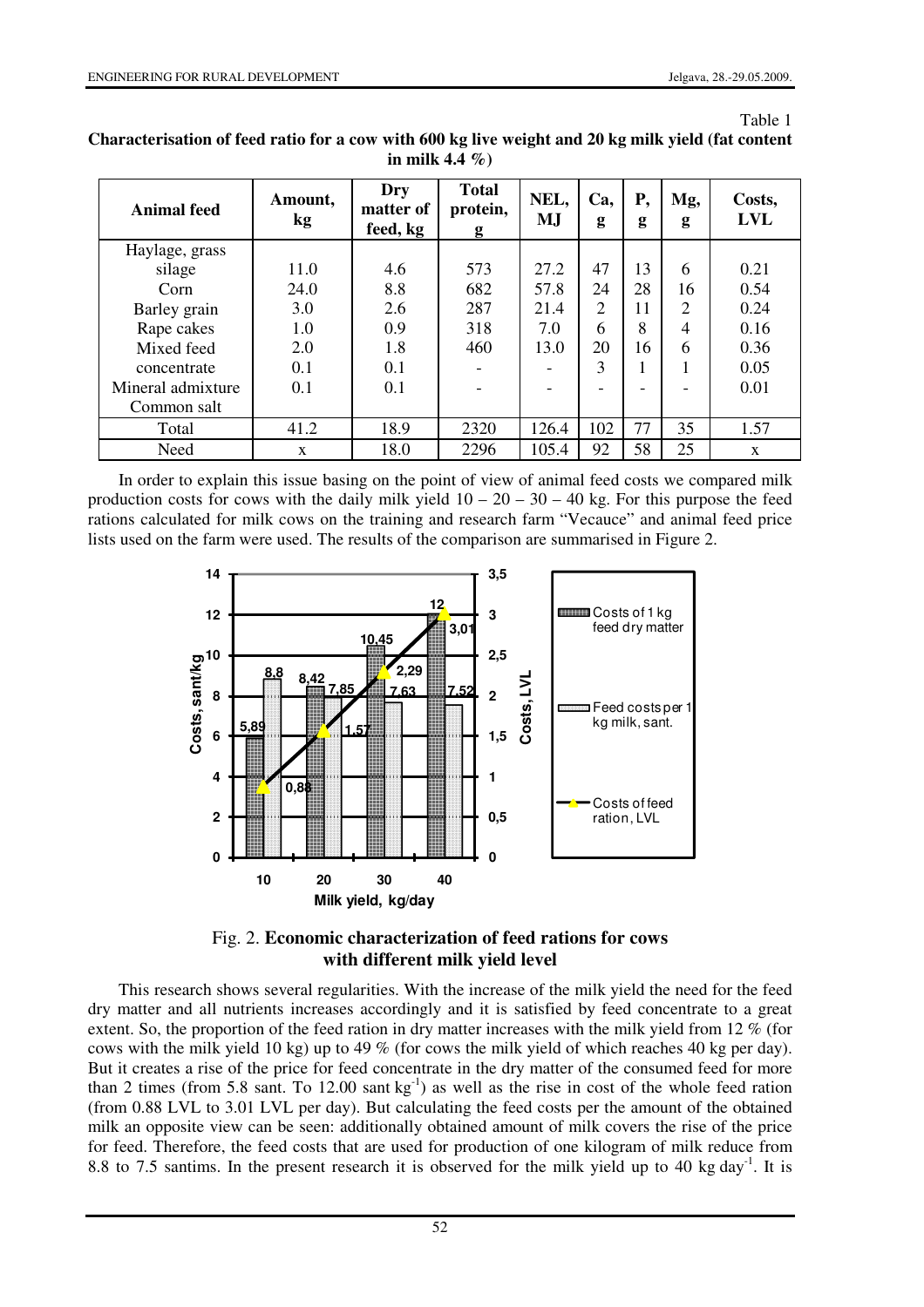Table 1

**Characterisation of feed ratio for a cow with 600 kg live weight and 20 kg milk yield (fat content in milk 4.4 %)**

| Animal feed | Amount, kg | Dry matter of feed, kg | Total protein, g | NEL, MJ | Ca, g | P, g | Mg, g | Costs, LVL |
|---|---|---|---|---|---|---|---|---|
| Haylage, grass silage | 11.0 | 4.6 | 573 | 27.2 | 47 | 13 | 6 | 0.21 |
| Corn | 24.0 | 8.8 | 682 | 57.8 | 24 | 28 | 16 | 0.54 |
| Barley grain | 3.0 | 2.6 | 287 | 21.4 | 2 | 11 | 2 | 0.24 |
| Rape cakes | 1.0 | 0.9 | 318 | 7.0 | 6 | 8 | 4 | 0.16 |
| Mixed feed concentrate | 2.0 | 1.8 | 460 | 13.0 | 20 | 16 | 6 | 0.36 |
| Mineral admixture | 0.1 | 0.1 | - | - | 3 | 1 | 1 | 0.05 |
| Common salt | 0.1 | 0.1 | - | - | - | - | - | 0.01 |
| Total | 41.2 | 18.9 | 2320 | 126.4 | 102 | 77 | 35 | 1.57 |
| Need | x | 18.0 | 2296 | 105.4 | 92 | 58 | 25 | x |

In order to explain this issue basing on the point of view of animal feed costs we compared milk production costs for cows with the daily milk yield 10 – 20 – 30 – 40 kg. For this purpose the feed rations calculated for milk cows on the training and research farm "Vecauce" and animal feed price lists used on the farm were used. The results of the comparison are summarised in Figure 2.

Fig. 2. **Economic characterization of feed rations for cows with different milk yield level**

This research shows several regularities. With the increase of the milk yield the need for the feed dry matter and all nutrients increases accordingly and it is satisfied by feed concentrate to a great extent. So, the proportion of the feed ration in dry matter increases with the milk yield from 12 % (for cows with the milk yield 10 kg) up to 49 % (for cows the milk yield of which reaches 40 kg per day). But it creates a rise of the price for feed concentrate in the dry matter of the consumed feed for more than 2 times (from 5.8 sant. To 12.00 sant $kg^{-1}$) as well as the rise in cost of the whole feed ration (from 0.88 LVL to 3.01 LVL per day). But calculating the feed costs per the amount of the obtained milk an opposite view can be seen: additionally obtained amount of milk covers the rise of the price for feed. Therefore, the feed costs that are used for production of one kilogram of milk reduce from 8.8 to 7.5 santims. In the present research it is observed for the milk yield up to 40 kg $day^{-1}$. It is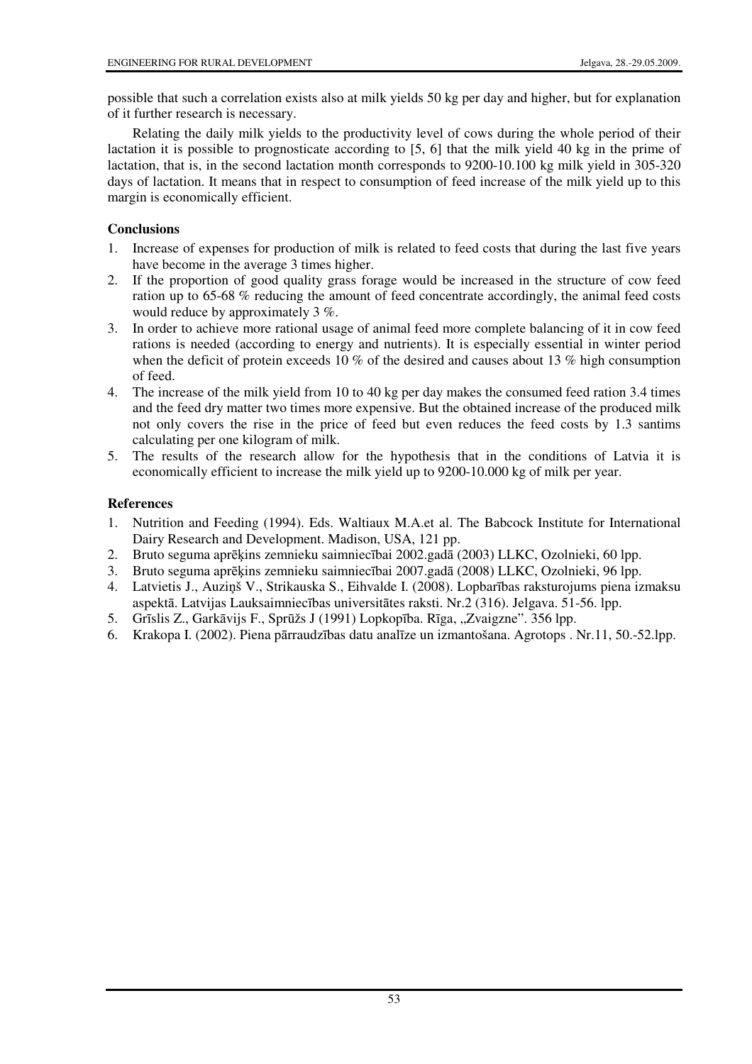possible that such a correlation exists also at milk yields 50 kg per day and higher, but for explanation of it further research is necessary.

Relating the daily milk yields to the productivity level of cows during the whole period of their lactation it is possible to prognosticate according to [5, 6] that the milk yield 40 kg in the prime of lactation, that is, in the second lactation month corresponds to 9200-10.100 kg milk yield in 305-320 days of lactation. It means that in respect to consumption of feed increase of the milk yield up to this margin is economically efficient.

## Conclusions

1. Increase of expenses for production of milk is related to feed costs that during the last five years have become in the average 3 times higher.
2. If the proportion of good quality grass forage would be increased in the structure of cow feed ration up to 65-68 % reducing the amount of feed concentrate accordingly, the animal feed costs would reduce by approximately 3 %.
3. In order to achieve more rational usage of animal feed more complete balancing of it in cow feed rations is needed (according to energy and nutrients). It is especially essential in winter period when the deficit of protein exceeds 10 % of the desired and causes about 13 % high consumption of feed.
4. The increase of the milk yield from 10 to 40 kg per day makes the consumed feed ration 3.4 times and the feed dry matter two times more expensive. But the obtained increase of the produced milk not only covers the rise in the price of feed but even reduces the feed costs by 1.3 santims calculating per one kilogram of milk.
5. The results of the research allow for the hypothesis that in the conditions of Latvia it is economically efficient to increase the milk yield up to 9200-10.000 kg of milk per year.

## References

1. Nutrition and Feeding (1994). Eds. Waltiaux M.A.et al. The Babcock Institute for International Dairy Research and Development. Madison, USA, 121 pp.
2. Bruto seguma aprēķins zemnieku saimniecībai 2002.gadā (2003) LLKC, Ozolnieki, 60 lpp.
3. Bruto seguma aprēķins zemnieku saimniecībai 2007.gadā (2008) LLKC, Ozolnieki, 96 lpp.
4. Latvietis J., Auziņš V., Strikauska S., Eihvalde I. (2008). Lopbarības raksturojums piena izmaksu aspektā. Latvijas Lauksaimniecības universitātes raksti. Nr.2 (316). Jelgava. 51-56. lpp.
5. Grīslis Z., Garkāvijs F., Sprūžs J (1991) Lopkopība. Rīga, „Zvaigzne". 356 lpp.
6. Krakopa I. (2002). Piena pārraudzības datu analīze un izmantošana. Agrotops . Nr.11, 50.-52.lpp.